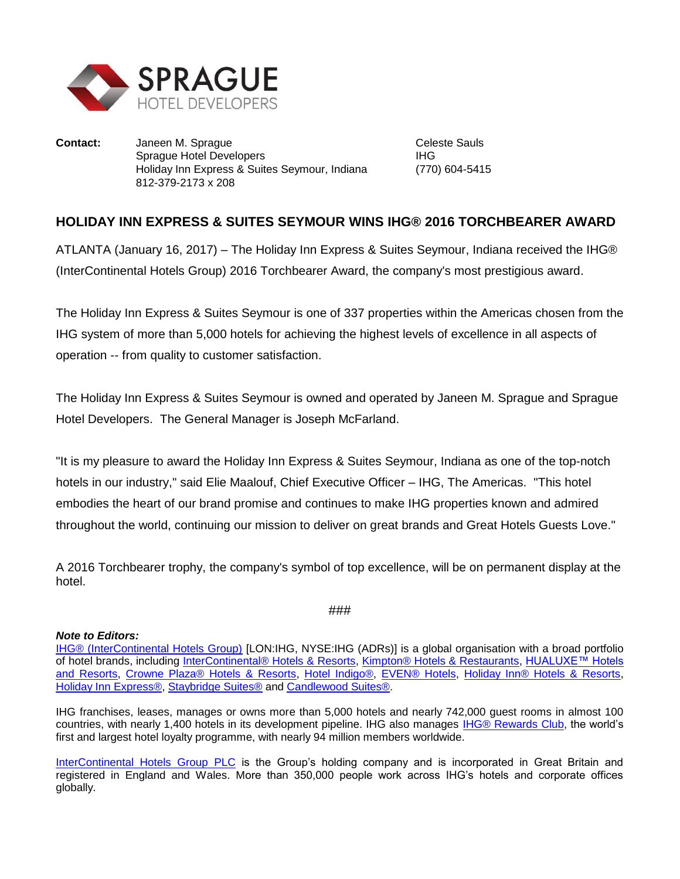SPRAGUE
HOTEL DEVELOPERS

**Contact:** Janeen M. Sprague
Sprague Hotel Developers
Holiday Inn Express & Suites Seymour, Indiana
812-379-2173 x 208

Celeste Sauls
IHG
(770) 604-5415

## HOLIDAY INN EXPRESS & SUITES SEYMOUR WINS IHG® 2016 TORCHBEARER AWARD

ATLANTA (January 16, 2017) – The Holiday Inn Express & Suites Seymour, Indiana received the IHG® (InterContinental Hotels Group) 2016 Torchbearer Award, the company's most prestigious award.

The Holiday Inn Express & Suites Seymour is one of 337 properties within the Americas chosen from the IHG system of more than 5,000 hotels for achieving the highest levels of excellence in all aspects of operation -- from quality to customer satisfaction.

The Holiday Inn Express & Suites Seymour is owned and operated by Janeen M. Sprague and Sprague Hotel Developers. The General Manager is Joseph McFarland.

"It is my pleasure to award the Holiday Inn Express & Suites Seymour, Indiana as one of the top-notch hotels in our industry," said Elie Maalouf, Chief Executive Officer – IHG, The Americas. "This hotel embodies the heart of our brand promise and continues to make IHG properties known and admired throughout the world, continuing our mission to deliver on great brands and Great Hotels Guests Love."

A 2016 Torchbearer trophy, the company's symbol of top excellence, will be on permanent display at the hotel.

###

***Note to Editors:***
IHG® (InterContinental Hotels Group) [LON:IHG, NYSE:IHG (ADRs)] is a global organisation with a broad portfolio of hotel brands, including InterContinental® Hotels & Resorts, Kimpton® Hotels & Restaurants, HUALUXE™ Hotels and Resorts, Crowne Plaza® Hotels & Resorts, Hotel Indigo®, EVEN® Hotels, Holiday Inn® Hotels & Resorts, Holiday Inn Express®, Staybridge Suites® and Candlewood Suites®.

IHG franchises, leases, manages or owns more than 5,000 hotels and nearly 742,000 guest rooms in almost 100 countries, with nearly 1,400 hotels in its development pipeline. IHG also manages IHG® Rewards Club, the world's first and largest hotel loyalty programme, with nearly 94 million members worldwide.

InterContinental Hotels Group PLC is the Group's holding company and is incorporated in Great Britain and registered in England and Wales. More than 350,000 people work across IHG's hotels and corporate offices globally.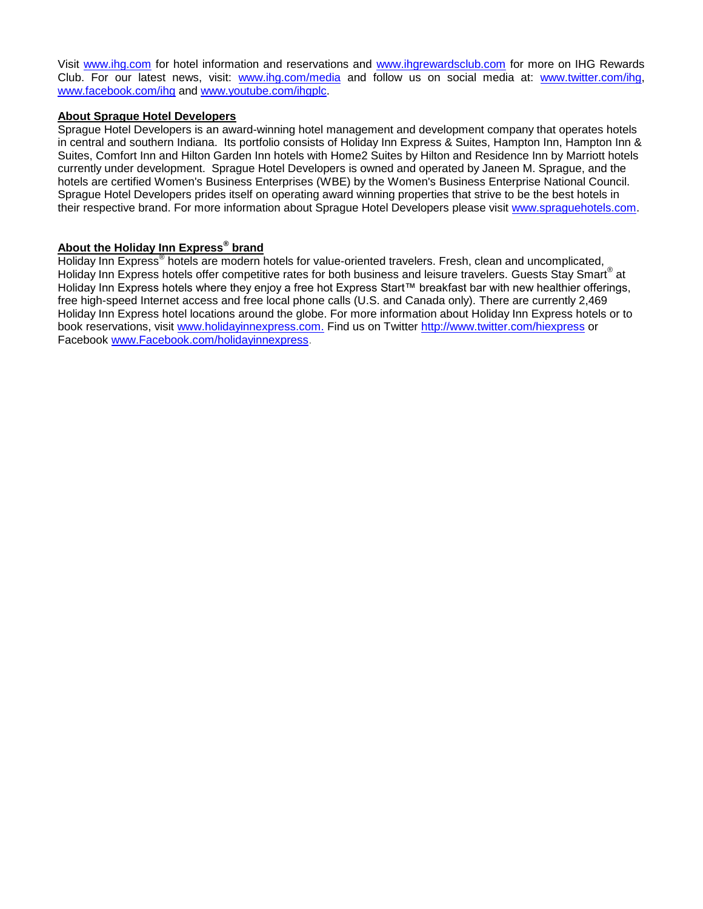Visit www.ihg.com for hotel information and reservations and www.ihgrewardsclub.com for more on IHG Rewards Club. For our latest news, visit: www.ihg.com/media and follow us on social media at: www.twitter.com/ihg, www.facebook.com/ihg and www.youtube.com/ihgplc.

**About Sprague Hotel Developers**

Sprague Hotel Developers is an award-winning hotel management and development company that operates hotels in central and southern Indiana. Its portfolio consists of Holiday Inn Express & Suites, Hampton Inn, Hampton Inn & Suites, Comfort Inn and Hilton Garden Inn hotels with Home2 Suites by Hilton and Residence Inn by Marriott hotels currently under development. Sprague Hotel Developers is owned and operated by Janeen M. Sprague, and the hotels are certified Women's Business Enterprises (WBE) by the Women's Business Enterprise National Council. Sprague Hotel Developers prides itself on operating award winning properties that strive to be the best hotels in their respective brand. For more information about Sprague Hotel Developers please visit www.spraguehotels.com.

**About the Holiday Inn Express® brand**

Holiday Inn Express® hotels are modern hotels for value-oriented travelers. Fresh, clean and uncomplicated, Holiday Inn Express hotels offer competitive rates for both business and leisure travelers. Guests Stay Smart® at Holiday Inn Express hotels where they enjoy a free hot Express Start™ breakfast bar with new healthier offerings, free high-speed Internet access and free local phone calls (U.S. and Canada only). There are currently 2,469 Holiday Inn Express hotel locations around the globe. For more information about Holiday Inn Express hotels or to book reservations, visit www.holidayinnexpress.com. Find us on Twitter http://www.twitter.com/hiexpress or Facebook www.Facebook.com/holidayinnexpress.